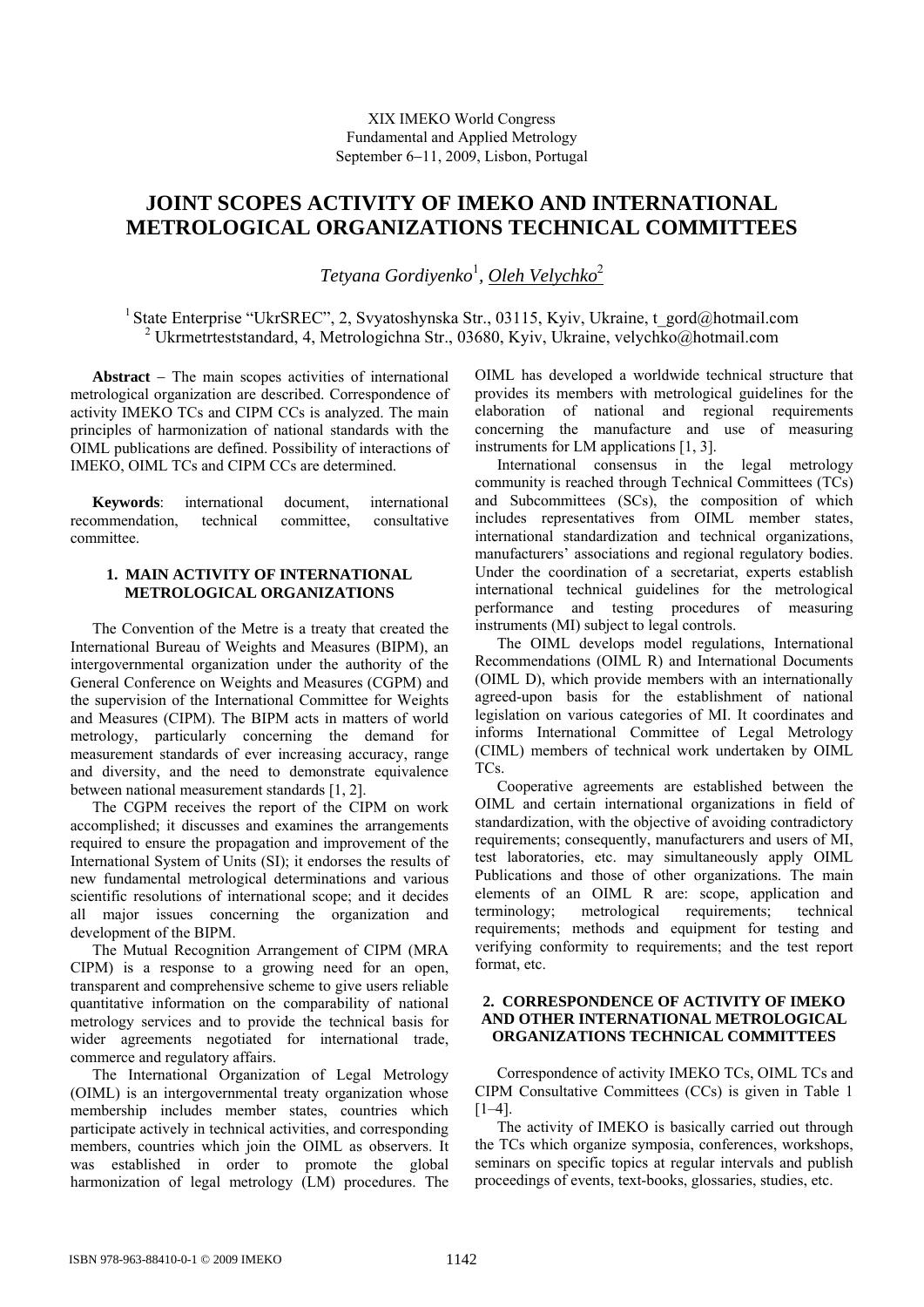XIX IMEKO World Congress
Fundamental and Applied Metrology
September 6−11, 2009, Lisbon, Portugal

# JOINT SCOPES ACTIVITY OF IMEKO AND INTERNATIONAL METROLOGICAL ORGANIZATIONS TECHNICAL COMMITTEES

*Tetyana Gordiyenko*[1], *Oleh Velychko*[2]

[1] State Enterprise "UkrSREC", 2, Svyatoshynska Str., 03115, Kyiv, Ukraine, t_gord@hotmail.com
[2] Ukrmetrteststandard, 4, Metrologichna Str., 03680, Kyiv, Ukraine, velychko@hotmail.com

**Abstract** − The main scopes activities of international metrological organization are described. Correspondence of activity IMEKO TCs and CIPM CCs is analyzed. The main principles of harmonization of national standards with the OIML publications are defined. Possibility of interactions of IMEKO, OIML TCs and CIPM CCs are determined.

**Keywords**: international document, international recommendation, technical committee, consultative committee.

## 1. MAIN ACTIVITY OF INTERNATIONAL METROLOGICAL ORGANIZATIONS

The Convention of the Metre is a treaty that created the International Bureau of Weights and Measures (BIPM), an intergovernmental organization under the authority of the General Conference on Weights and Measures (CGPM) and the supervision of the International Committee for Weights and Measures (CIPM). The BIPM acts in matters of world metrology, particularly concerning the demand for measurement standards of ever increasing accuracy, range and diversity, and the need to demonstrate equivalence between national measurement standards [1, 2].

The CGPM receives the report of the CIPM on work accomplished; it discusses and examines the arrangements required to ensure the propagation and improvement of the International System of Units (SI); it endorses the results of new fundamental metrological determinations and various scientific resolutions of international scope; and it decides all major issues concerning the organization and development of the BIPM.

The Mutual Recognition Arrangement of CIPM (MRA CIPM) is a response to a growing need for an open, transparent and comprehensive scheme to give users reliable quantitative information on the comparability of national metrology services and to provide the technical basis for wider agreements negotiated for international trade, commerce and regulatory affairs.

The International Organization of Legal Metrology (OIML) is an intergovernmental treaty organization whose membership includes member states, countries which participate actively in technical activities, and corresponding members, countries which join the OIML as observers. It was established in order to promote the global harmonization of legal metrology (LM) procedures. The OIML has developed a worldwide technical structure that provides its members with metrological guidelines for the elaboration of national and regional requirements concerning the manufacture and use of measuring instruments for LM applications [1, 3].

International consensus in the legal metrology community is reached through Technical Committees (TCs) and Subcommittees (SCs), the composition of which includes representatives from OIML member states, international standardization and technical organizations, manufacturers' associations and regional regulatory bodies. Under the coordination of a secretariat, experts establish international technical guidelines for the metrological performance and testing procedures of measuring instruments (MI) subject to legal controls.

The OIML develops model regulations, International Recommendations (OIML R) and International Documents (OIML D), which provide members with an internationally agreed-upon basis for the establishment of national legislation on various categories of MI. It coordinates and informs International Committee of Legal Metrology (CIML) members of technical work undertaken by OIML TCs.

Cooperative agreements are established between the OIML and certain international organizations in field of standardization, with the objective of avoiding contradictory requirements; consequently, manufacturers and users of MI, test laboratories, etc. may simultaneously apply OIML Publications and those of other organizations. The main elements of an OIML R are: scope, application and terminology; metrological requirements; technical requirements; methods and equipment for testing and verifying conformity to requirements; and the test report format, etc.

## 2. CORRESPONDENCE OF ACTIVITY OF IMEKO AND OTHER INTERNATIONAL METROLOGICAL ORGANIZATIONS TECHNICAL COMMITTEES

Correspondence of activity IMEKO TCs, OIML TCs and CIPM Consultative Committees (CCs) is given in Table 1 [1–4].

The activity of IMEKO is basically carried out through the TCs which organize symposia, conferences, workshops, seminars on specific topics at regular intervals and publish proceedings of events, text-books, glossaries, studies, etc.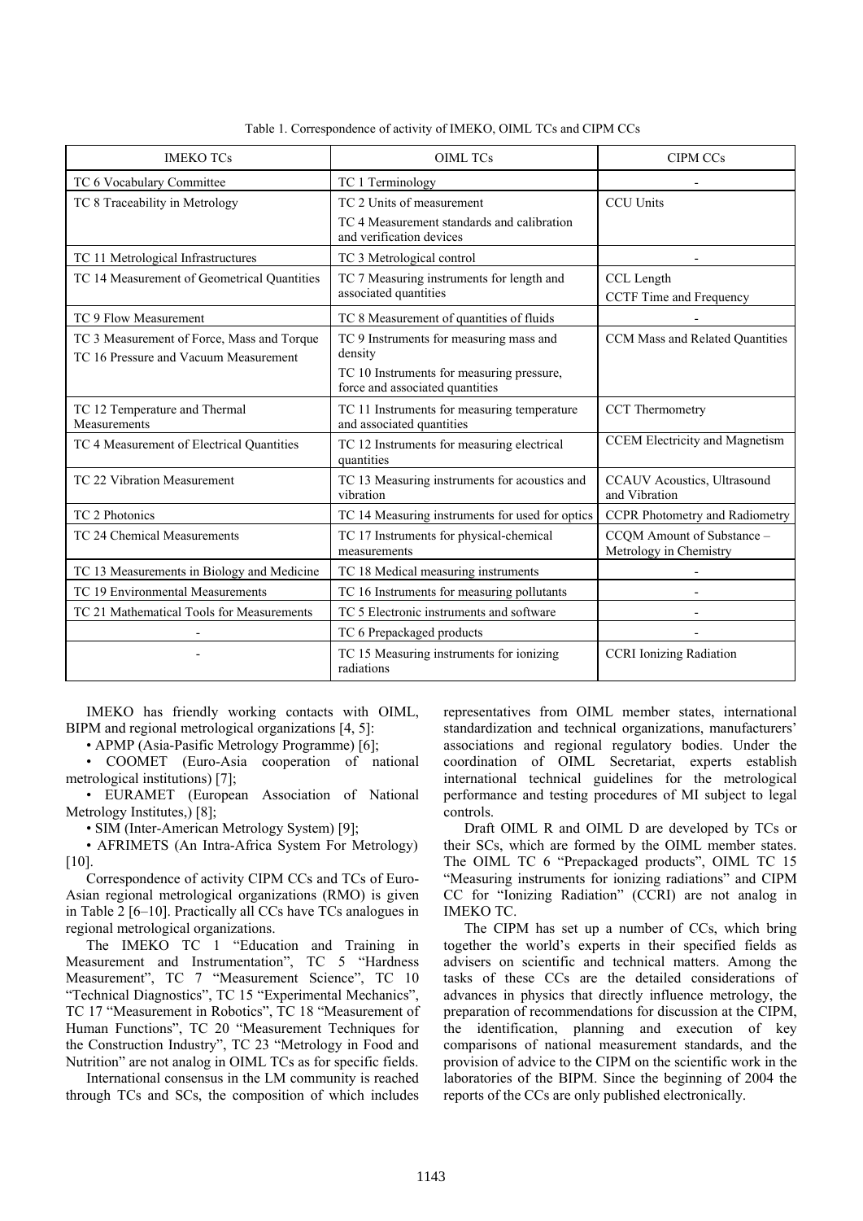Table 1. Correspondence of activity of IMEKO, OIML TCs and CIPM CCs

| IMEKO TCs | OIML TCs | CIPM CCs |
|---|---|---|
| TC 6 Vocabulary Committee | TC 1 Terminology | - |
| TC 8 Traceability in Metrology | TC 2 Units of measurement<br>TC 4 Measurement standards and calibration and verification devices | CCU Units |
| TC 11 Metrological Infrastructures | TC 3 Metrological control | - |
| TC 14 Measurement of Geometrical Quantities | TC 7 Measuring instruments for length and associated quantities | CCL Length<br>CCTF Time and Frequency |
| TC 9 Flow Measurement | TC 8 Measurement of quantities of fluids | - |
| TC 3 Measurement of Force, Mass and Torque<br>TC 16 Pressure and Vacuum Measurement | TC 9 Instruments for measuring mass and density<br>TC 10 Instruments for measuring pressure, force and associated quantities | CCM Mass and Related Quantities |
| TC 12 Temperature and Thermal Measurements | TC 11 Instruments for measuring temperature and associated quantities | CCT Thermometry |
| TC 4 Measurement of Electrical Quantities | TC 12 Instruments for measuring electrical quantities | CCEM Electricity and Magnetism |
| TC 22 Vibration Measurement | TC 13 Measuring instruments for acoustics and vibration | CCAUV Acoustics, Ultrasound and Vibration |
| TC 2 Photonics | TC 14 Measuring instruments for used for optics | CCPR Photometry and Radiometry |
| TC 24 Chemical Measurements | TC 17 Instruments for physical-chemical measurements | CCQM Amount of Substance – Metrology in Chemistry |
| TC 13 Measurements in Biology and Medicine | TC 18 Medical measuring instruments | - |
| TC 19 Environmental Measurements | TC 16 Instruments for measuring pollutants | - |
| TC 21 Mathematical Tools for Measurements | TC 5 Electronic instruments and software | - |
| - | TC 6 Prepackaged products | - |
| - | TC 15 Measuring instruments for ionizing radiations | CCRI Ionizing Radiation |

IMEKO has friendly working contacts with OIML, BIPM and regional metrological organizations [4, 5]:

- APMP (Asia-Pasific Metrology Programme) [6];
- COOMET (Euro-Asia cooperation of national metrological institutions) [7];
- EURAMET (European Association of National Metrology Institutes,) [8];
- SIM (Inter-American Metrology System) [9];
- AFRIMETS (An Intra-Africa System For Metrology) [10].

Correspondence of activity CIPM CCs and TCs of Euro-Asian regional metrological organizations (RMO) is given in Table 2 [6–10]. Practically all CCs have TCs analogues in regional metrological organizations.

The IMEKO TC 1 "Education and Training in Measurement and Instrumentation", TC 5 "Hardness Measurement", TC 7 "Measurement Science", TC 10 "Technical Diagnostics", TC 15 "Experimental Mechanics", TC 17 "Measurement in Robotics", TC 18 "Measurement of Human Functions", TC 20 "Measurement Techniques for the Construction Industry", TC 23 "Metrology in Food and Nutrition" are not analog in OIML TCs as for specific fields.

International consensus in the LM community is reached through TCs and SCs, the composition of which includes representatives from OIML member states, international standardization and technical organizations, manufacturers' associations and regional regulatory bodies. Under the coordination of OIML Secretariat, experts establish international technical guidelines for the metrological performance and testing procedures of MI subject to legal controls.

Draft OIML R and OIML D are developed by TCs or their SCs, which are formed by the OIML member states. The OIML TC 6 "Prepackaged products", OIML TC 15 "Measuring instruments for ionizing radiations" and CIPM CC for "Ionizing Radiation" (CCRI) are not analog in IMEKO TC.

The CIPM has set up a number of CCs, which bring together the world's experts in their specified fields as advisers on scientific and technical matters. Among the tasks of these CCs are the detailed considerations of advances in physics that directly influence metrology, the preparation of recommendations for discussion at the CIPM, the identification, planning and execution of key comparisons of national measurement standards, and the provision of advice to the CIPM on the scientific work in the laboratories of the BIPM. Since the beginning of 2004 the reports of the CCs are only published electronically.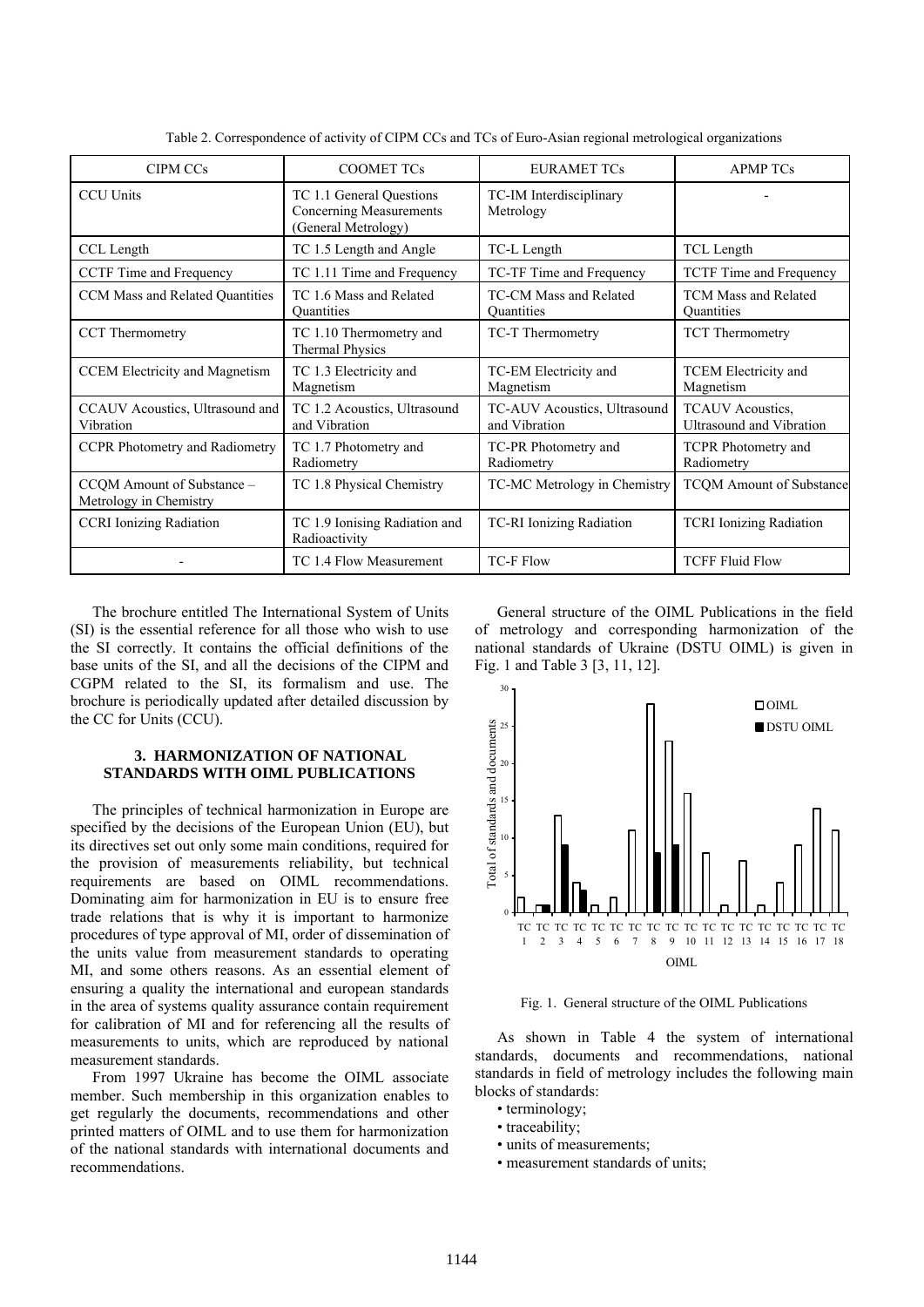Table 2. Correspondence of activity of CIPM CCs and TCs of Euro-Asian regional metrological organizations

| CIPM CCs | COOMET TCs | EURAMET TCs | APMP TCs |
|---|---|---|---|
| CCU Units | TC 1.1 General Questions Concerning Measurements (General Metrology) | TC-IM Interdisciplinary Metrology | - |
| CCL Length | TC 1.5 Length and Angle | TC-L Length | TCL Length |
| CCTF Time and Frequency | TC 1.11 Time and Frequency | TC-TF Time and Frequency | TCTF Time and Frequency |
| CCM Mass and Related Quantities | TC 1.6 Mass and Related Quantities | TC-CM Mass and Related Quantities | TCM Mass and Related Quantities |
| CCT Thermometry | TC 1.10 Thermometry and Thermal Physics | TC-T Thermometry | TCT Thermometry |
| CCEM Electricity and Magnetism | TC 1.3 Electricity and Magnetism | TC-EM Electricity and Magnetism | TCEM Electricity and Magnetism |
| CCAUV Acoustics, Ultrasound and Vibration | TC 1.2 Acoustics, Ultrasound and Vibration | TC-AUV Acoustics, Ultrasound and Vibration | TCAUV Acoustics, Ultrasound and Vibration |
| CCPR Photometry and Radiometry | TC 1.7 Photometry and Radiometry | TC-PR Photometry and Radiometry | TCPR Photometry and Radiometry |
| CCQM Amount of Substance – Metrology in Chemistry | TC 1.8 Physical Chemistry | TC-MC Metrology in Chemistry | TCQM Amount of Substance |
| CCRI Ionizing Radiation | TC 1.9 Ionising Radiation and Radioactivity | TC-RI Ionizing Radiation | TCRI Ionizing Radiation |
| - | TC 1.4 Flow Measurement | TC-F Flow | TCFF Fluid Flow |

The brochure entitled The International System of Units (SI) is the essential reference for all those who wish to use the SI correctly. It contains the official definitions of the base units of the SI, and all the decisions of the CIPM and CGPM related to the SI, its formalism and use. The brochure is periodically updated after detailed discussion by the CC for Units (CCU).

## 3. HARMONIZATION OF NATIONAL STANDARDS WITH OIML PUBLICATIONS

The principles of technical harmonization in Europe are specified by the decisions of the European Union (EU), but its directives set out only some main conditions, required for the provision of measurements reliability, but technical requirements are based on OIML recommendations. Dominating aim for harmonization in EU is to ensure free trade relations that is why it is important to harmonize procedures of type approval of MI, order of dissemination of the units value from measurement standards to operating MI, and some others reasons. As an essential element of ensuring a quality the international and european standards in the area of systems quality assurance contain requirement for calibration of MI and for referencing all the results of measurements to units, which are reproduced by national measurement standards.

From 1997 Ukraine has become the OIML associate member. Such membership in this organization enables to get regularly the documents, recommendations and other printed matters of OIML and to use them for harmonization of the national standards with international documents and recommendations.

General structure of the OIML Publications in the field of metrology and corresponding harmonization of the national standards of Ukraine (DSTU OIML) is given in Fig. 1 and Table 3 [3, 11, 12].

Fig. 1. General structure of the OIML Publications

As shown in Table 4 the system of international standards, documents and recommendations, national standards in field of metrology includes the following main blocks of standards:

- terminology;
- traceability;
- units of measurements;
- measurement standards of units;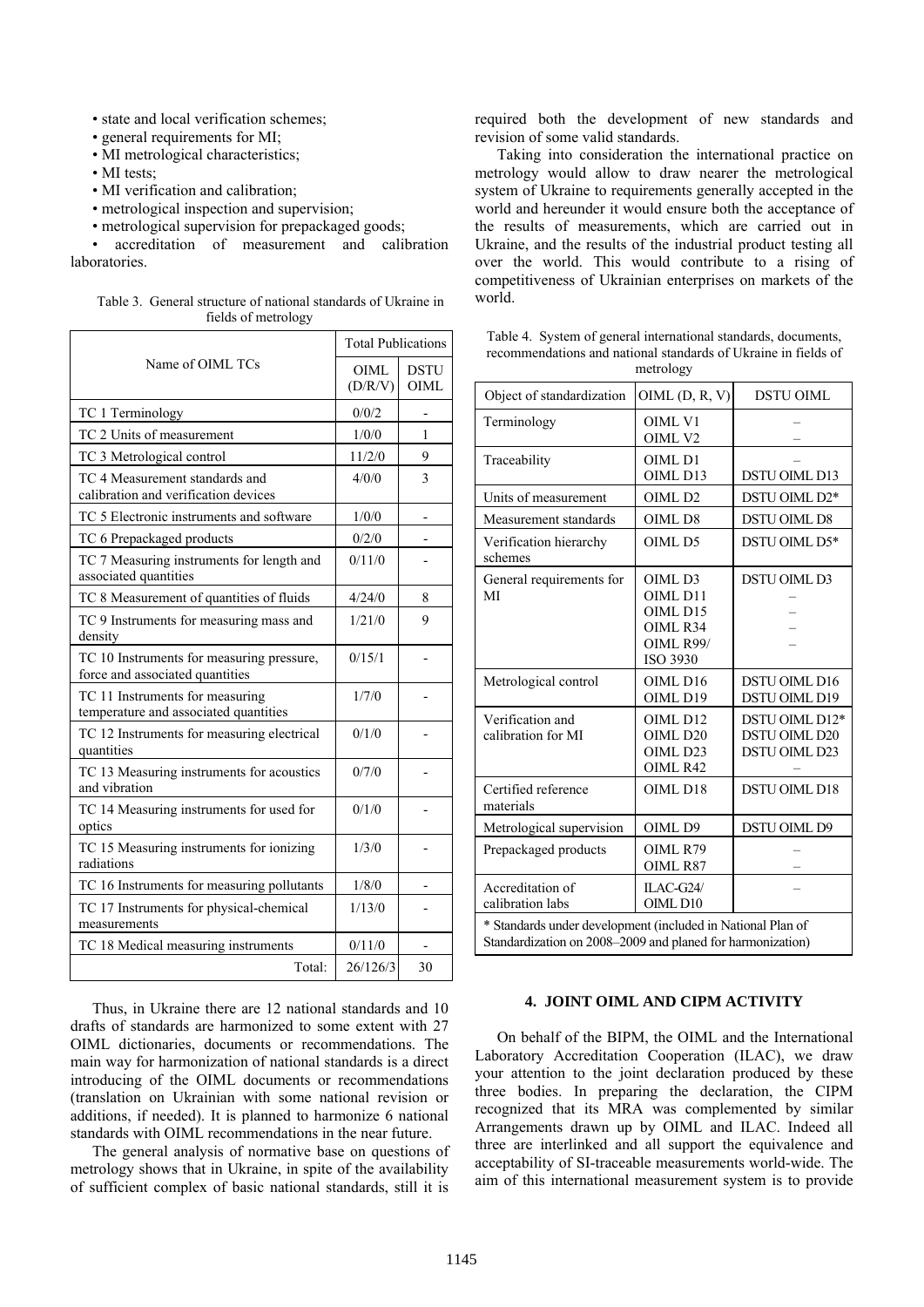- state and local verification schemes;
- general requirements for MI;
- MI metrological characteristics;
- MI tests;
- MI verification and calibration;
- metrological inspection and supervision;
- metrological supervision for prepackaged goods;
- accreditation of measurement and calibration laboratories.

Table 3. General structure of national standards of Ukraine in fields of metrology

| Name of OIML TCs | Total Publications | |
|---|---|---|
| | OIML (D/R/V) | DSTU OIML |
| TC 1 Terminology | 0/0/2 | - |
| TC 2 Units of measurement | 1/0/0 | 1 |
| TC 3 Metrological control | 11/2/0 | 9 |
| TC 4 Measurement standards and calibration and verification devices | 4/0/0 | 3 |
| TC 5 Electronic instruments and software | 1/0/0 | - |
| TC 6 Prepackaged products | 0/2/0 | - |
| TC 7 Measuring instruments for length and associated quantities | 0/11/0 | - |
| TC 8 Measurement of quantities of fluids | 4/24/0 | 8 |
| TC 9 Instruments for measuring mass and density | 1/21/0 | 9 |
| TC 10 Instruments for measuring pressure, force and associated quantities | 0/15/1 | - |
| TC 11 Instruments for measuring temperature and associated quantities | 1/7/0 | - |
| TC 12 Instruments for measuring electrical quantities | 0/1/0 | - |
| TC 13 Measuring instruments for acoustics and vibration | 0/7/0 | - |
| TC 14 Measuring instruments for used for optics | 0/1/0 | - |
| TC 15 Measuring instruments for ionizing radiations | 1/3/0 | - |
| TC 16 Instruments for measuring pollutants | 1/8/0 | - |
| TC 17 Instruments for physical-chemical measurements | 1/13/0 | - |
| TC 18 Medical measuring instruments | 0/11/0 | - |
| Total: | 26/126/3 | 30 |

Thus, in Ukraine there are 12 national standards and 10 drafts of standards are harmonized to some extent with 27 OIML dictionaries, documents or recommendations. The main way for harmonization of national standards is a direct introducing of the OIML documents or recommendations (translation on Ukrainian with some national revision or additions, if needed). It is planned to harmonize 6 national standards with OIML recommendations in the near future.

The general analysis of normative base on questions of metrology shows that in Ukraine, in spite of the availability of sufficient complex of basic national standards, still it is required both the development of new standards and revision of some valid standards.

Taking into consideration the international practice on metrology would allow to draw nearer the metrological system of Ukraine to requirements generally accepted in the world and hereunder it would ensure both the acceptance of the results of measurements, which are carried out in Ukraine, and the results of the industrial product testing all over the world. This would contribute to a rising of competitiveness of Ukrainian enterprises on markets of the world.

Table 4. System of general international standards, documents, recommendations and national standards of Ukraine in fields of metrology

| Object of standardization | OIML (D, R, V) | DSTU OIML |
|---|---|---|
| Terminology | OIML V1<br>OIML V2 | –<br>– |
| Traceability | OIML D1<br>OIML D13 | –<br>DSTU OIML D13 |
| Units of measurement | OIML D2 | DSTU OIML D2* |
| Measurement standards | OIML D8 | DSTU OIML D8 |
| Verification hierarchy schemes | OIML D5 | DSTU OIML D5* |
| General requirements for MI | OIML D3<br>OIML D11<br>OIML D15<br>OIML R34<br>OIML R99/ ISO 3930 | DSTU OIML D3<br>–<br>–<br>–<br>– |
| Metrological control | OIML D16<br>OIML D19 | DSTU OIML D16<br>DSTU OIML D19 |
| Verification and calibration for MI | OIML D12<br>OIML D20<br>OIML D23<br>OIML R42 | DSTU OIML D12*<br>DSTU OIML D20<br>DSTU OIML D23<br>– |
| Certified reference materials | OIML D18 | DSTU OIML D18 |
| Metrological supervision | OIML D9 | DSTU OIML D9 |
| Prepackaged products | OIML R79<br>OIML R87 | –<br>– |
| Accreditation of calibration labs | ILAC-G24/ OIML D10 | – |

\* Standards under development (included in National Plan of Standardization on 2008–2009 and planed for harmonization)

## 4. JOINT OIML AND CIPM ACTIVITY

On behalf of the BIPM, the OIML and the International Laboratory Accreditation Cooperation (ILAC), we draw your attention to the joint declaration produced by these three bodies. In preparing the declaration, the CIPM recognized that its MRA was complemented by similar Arrangements drawn up by OIML and ILAC. Indeed all three are interlinked and all support the equivalence and acceptability of SI-traceable measurements world-wide. The aim of this international measurement system is to provide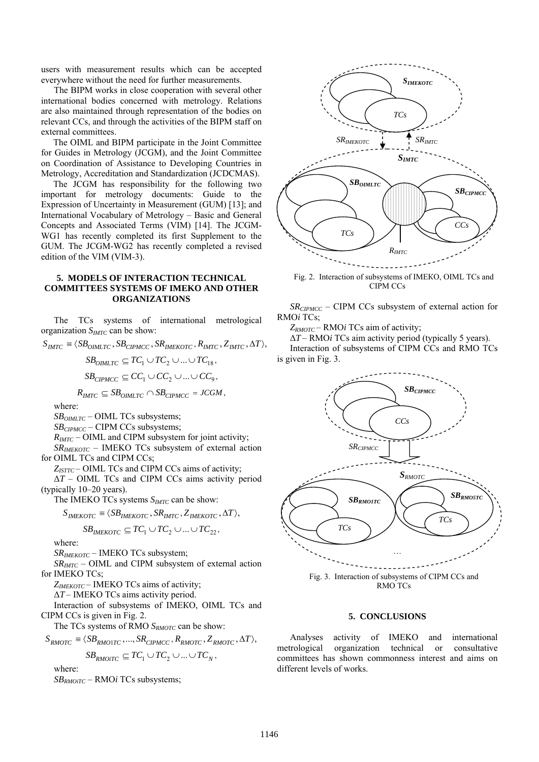users with measurement results which can be accepted everywhere without the need for further measurements.

The BIPM works in close cooperation with several other international bodies concerned with metrology. Relations are also maintained through representation of the bodies on relevant CCs, and through the activities of the BIPM staff on external committees.

The OIML and BIPM participate in the Joint Committee for Guides in Metrology (JCGM), and the Joint Committee on Coordination of Assistance to Developing Countries in Metrology, Accreditation and Standardization (JCDCMAS).

The JCGM has responsibility for the following two important for metrology documents: Guide to the Expression of Uncertainty in Measurement (GUM) [13]; and International Vocabulary of Metrology – Basic and General Concepts and Associated Terms (VIM) [14]. The JCGM-WG1 has recently completed its first Supplement to the GUM. The JCGM-WG2 has recently completed a revised edition of the VIM (VIM-3).

## 5. MODELS OF INTERACTION TECHNICAL COMMITTEES SYSTEMS OF IMEKO AND OTHER ORGANIZATIONS

The TCs systems of international metrological organization $S_{IMTC}$ can be show:

$$S_{IMTC} \equiv \langle SB_{OIMLTC}, SB_{CIPMCC}, SR_{IMEKOTC}, R_{IMTC}, Z_{IMTC}, \Delta T \rangle,$$

$$SB_{OIMLTC} \subseteq TC_1 \cup TC_2 \cup ... \cup TC_{18},$$

$$SB_{CIPMCC} \subseteq CC_1 \cup CC_2 \cup ... \cup CC_9,$$

$$R_{IMTC} \subseteq SB_{OIMLTC} \cap SB_{CIPMCC} = JCGM,$$

where:

$SB_{OIMLTC}$ – OIML TCs subsystems;

$SB_{CIPMCC}$ – CIPM CCs subsystems;

$R_{IMTC}$ – OIML and CIPM subsystem for joint activity;

$SR_{IMEKOTC}$ – IMEKO TCs subsystem of external action for OIML TCs and CIPM CCs;

$Z_{ISTTC}$ – OIML TCs and CIPM CCs aims of activity;

$\Delta T$ – OIML TCs and CIPM CCs aims activity period (typically 10–20 years).

The IMEKO TCs systems $S_{IMTC}$ can be show:

$$S_{IMEKOTC} \equiv \langle SB_{IMEKOTC}, SR_{IMTC}, Z_{IMEKOTC}, \Delta T \rangle,$$

$$SB_{IMEKOTC} \subseteq TC_1 \cup TC_2 \cup ... \cup TC_{22},$$

where:

$SR_{IMEKOTC}$ – IMEKO TCs subsystem;

$SR_{IMTC}$ – OIML and CIPM subsystem of external action for IMEKO TCs;

$Z_{IMEKOTC}$ – IMEKO TCs aims of activity;

$\Delta T$ – IMEKO TCs aims activity period.

Interaction of subsystems of IMEKO, OIML TCs and CIPM CCs is given in Fig. 2.

The TCs systems of RMO $S_{RMOTC}$ can be show:

$$S_{RMOTC} \equiv \langle SB_{RMO1TC}, ..., SR_{CIPMCC}, R_{RMOTC}, Z_{RMOTC}, \Delta T \rangle,$$

$$SB_{RMOiTC} \subseteq TC_1 \cup TC_2 \cup ... \cup TC_N,$$

where:

$SB_{RMOiTC}$ – RMO*i* TCs subsystems;

Fig. 2. Interaction of subsystems of IMEKO, OIML TCs and CIPM CCs

$SR_{CIPMCC}$ – CIPM CCs subsystem of external action for RMO*i* TCs;

$Z_{RMOTC}$ – RMO*i* TCs aim of activity;

$\Delta T$ – RMO*i* TCs aim activity period (typically 5 years).

Interaction of subsystems of CIPM CCs and RMO TCs is given in Fig. 3.

Fig. 3. Interaction of subsystems of CIPM CCs and RMO TCs

## 5. CONCLUSIONS

Analyses activity of IMEKO and international metrological organization technical or consultative committees has shown commonness interest and aims on different levels of works.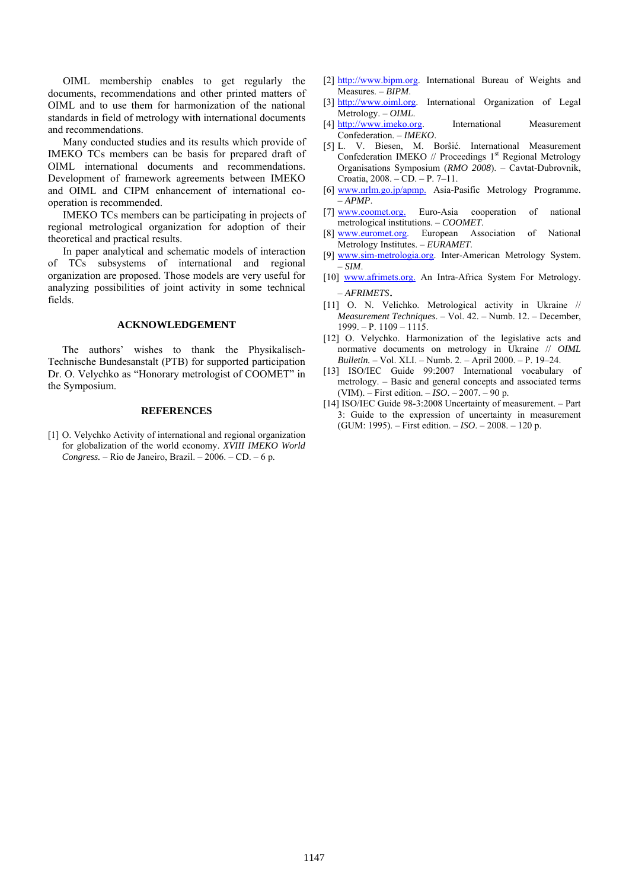OIML membership enables to get regularly the documents, recommendations and other printed matters of OIML and to use them for harmonization of the national standards in field of metrology with international documents and recommendations.

Many conducted studies and its results which provide of IMEKO TCs members can be basis for prepared draft of OIML international documents and recommendations. Development of framework agreements between IMEKO and OIML and CIPM enhancement of international co-operation is recommended.

IMEKO TCs members can be participating in projects of regional metrological organization for adoption of their theoretical and practical results.

In paper analytical and schematic models of interaction of TCs subsystems of international and regional organization are proposed. Those models are very useful for analyzing possibilities of joint activity in some technical fields.

## ACKNOWLEDGEMENT

The authors' wishes to thank the Physikalisch-Technische Bundesanstalt (PTB) for supported participation Dr. O. Velychko as "Honorary metrologist of COOMET" in the Symposium.

## REFERENCES

[1] O. Velychko Activity of international and regional organization for globalization of the world economy. *XVIII IMEKO World Congress.* – Rio de Janeiro, Brazil. – 2006. – CD. – 6 p.

[2] http://www.bipm.org. International Bureau of Weights and Measures. – *BIPM*.

[3] http://www.oiml.org. International Organization of Legal Metrology. – *OIML*.

[4] http://www.imeko.org. International Measurement Confederation. – *IMEKO*.

[5] L. V. Biesen, M. Boršić. International Measurement Confederation IMEKO // Proceedings 1st Regional Metrology Organisations Symposium (*RMO 2008*). – Cavtat-Dubrovnik, Croatia, 2008. – CD. – P. 7–11.

[6] www.nrlm.go.jp/apmp. Asia-Pasific Metrology Programme. – *APMP*.

[7] www.coomet.org. Euro-Asia cooperation of national metrological institutions. – *COOMET*.

[8] www.euromet.org. European Association of National Metrology Institutes. – *EURAMET*.

[9] www.sim-metrologia.org. Inter-American Metrology System. – *SIM*.

[10] www.afrimets.org. An Intra-Africa System For Metrology. – *AFRIMETS*.

[11] O. N. Velichko. Metrological activity in Ukraine // *Measurement Techniques*. – Vol. 42. – Numb. 12. – December, 1999. – P. 1109 – 1115.

[12] O. Velychko. Harmonization of the legislative acts and normative documents on metrology in Ukraine // *OIML Bulletin.* – Vol. XLI. – Numb. 2. – April 2000. – P. 19–24.

[13] ISO/IEC Guide 99:2007 International vocabulary of metrology. – Basic and general concepts and associated terms (VIM). – First edition. – *ISO*. – 2007. – 90 p.

[14] ISO/IEC Guide 98-3:2008 Uncertainty of measurement. – Part 3: Guide to the expression of uncertainty in measurement (GUM: 1995). – First edition. – *ISO*. – 2008. – 120 p.